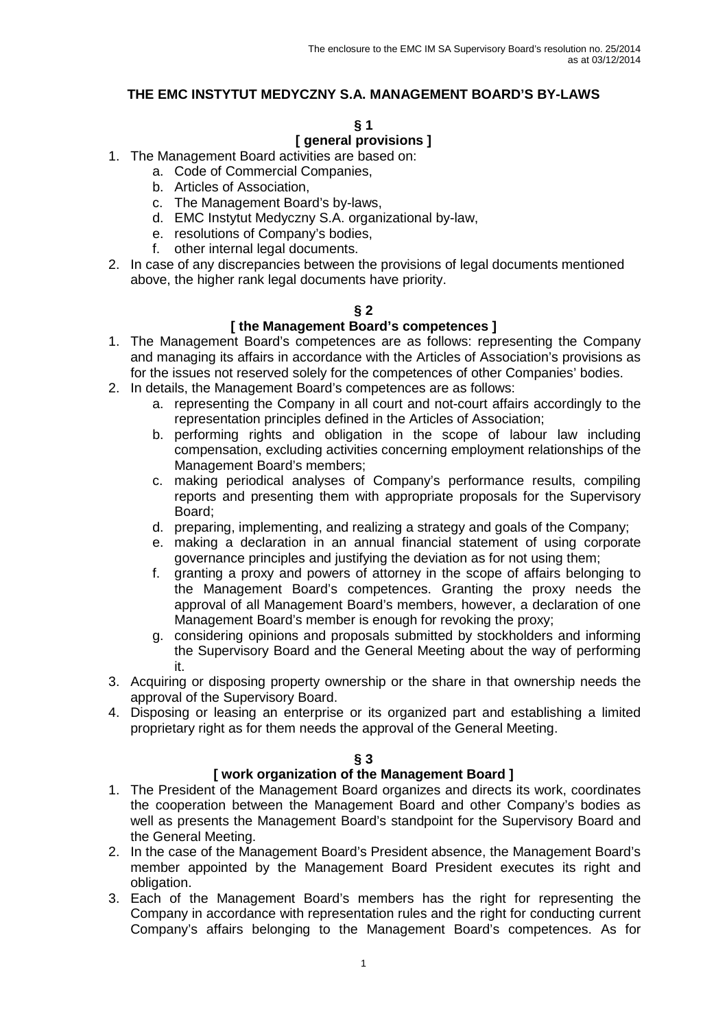The enclosure to the EMC IM SA Supervisory Board's resolution no. 25/2014 as at 03/12/2014

# THE EMC INSTYTUT MEDYCZNY S.A. MANAGEMENT BOARD'S BY-LAWS

## § 1
## [ general provisions ]

1. The Management Board activities are based on:
   a. Code of Commercial Companies,
   b. Articles of Association,
   c. The Management Board's by-laws,
   d. EMC Instytut Medyczny S.A. organizational by-law,
   e. resolutions of Company's bodies,
   f. other internal legal documents.
2. In case of any discrepancies between the provisions of legal documents mentioned above, the higher rank legal documents have priority.

## § 2
## [ the Management Board's competences ]

1. The Management Board's competences are as follows: representing the Company and managing its affairs in accordance with the Articles of Association's provisions as for the issues not reserved solely for the competences of other Companies' bodies.
2. In details, the Management Board's competences are as follows:
   a. representing the Company in all court and not-court affairs accordingly to the representation principles defined in the Articles of Association;
   b. performing rights and obligation in the scope of labour law including compensation, excluding activities concerning employment relationships of the Management Board's members;
   c. making periodical analyses of Company's performance results, compiling reports and presenting them with appropriate proposals for the Supervisory Board;
   d. preparing, implementing, and realizing a strategy and goals of the Company;
   e. making a declaration in an annual financial statement of using corporate governance principles and justifying the deviation as for not using them;
   f. granting a proxy and powers of attorney in the scope of affairs belonging to the Management Board's competences. Granting the proxy needs the approval of all Management Board's members, however, a declaration of one Management Board's member is enough for revoking the proxy;
   g. considering opinions and proposals submitted by stockholders and informing the Supervisory Board and the General Meeting about the way of performing it.
3. Acquiring or disposing property ownership or the share in that ownership needs the approval of the Supervisory Board.
4. Disposing or leasing an enterprise or its organized part and establishing a limited proprietary right as for them needs the approval of the General Meeting.

## § 3
## [ work organization of the Management Board ]

1. The President of the Management Board organizes and directs its work, coordinates the cooperation between the Management Board and other Company's bodies as well as presents the Management Board's standpoint for the Supervisory Board and the General Meeting.
2. In the case of the Management Board's President absence, the Management Board's member appointed by the Management Board President executes its right and obligation.
3. Each of the Management Board's members has the right for representing the Company in accordance with representation rules and the right for conducting current Company's affairs belonging to the Management Board's competences. As for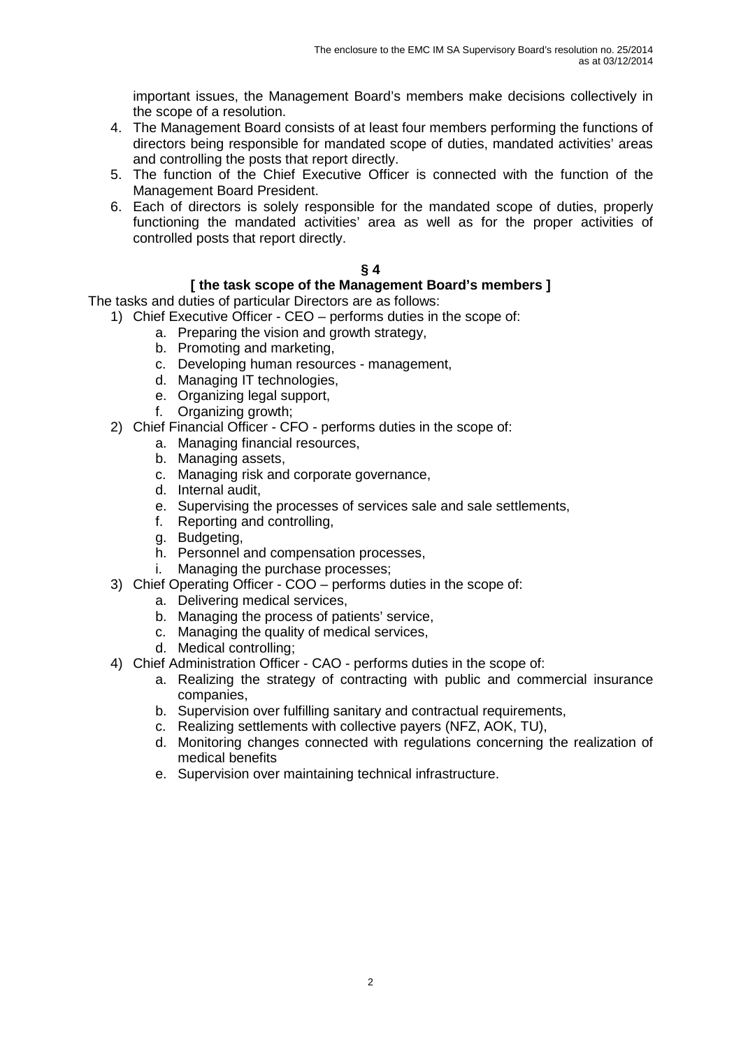important issues, the Management Board's members make decisions collectively in the scope of a resolution.

4. The Management Board consists of at least four members performing the functions of directors being responsible for mandated scope of duties, mandated activities' areas and controlling the posts that report directly.
5. The function of the Chief Executive Officer is connected with the function of the Management Board President.
6. Each of directors is solely responsible for the mandated scope of duties, properly functioning the mandated activities' area as well as for the proper activities of controlled posts that report directly.

**§ 4**

**[ the task scope of the Management Board's members ]**

The tasks and duties of particular Directors are as follows:

1) Chief Executive Officer - CEO – performs duties in the scope of:
    a. Preparing the vision and growth strategy,
    b. Promoting and marketing,
    c. Developing human resources - management,
    d. Managing IT technologies,
    e. Organizing legal support,
    f. Organizing growth;
2) Chief Financial Officer - CFO - performs duties in the scope of:
    a. Managing financial resources,
    b. Managing assets,
    c. Managing risk and corporate governance,
    d. Internal audit,
    e. Supervising the processes of services sale and sale settlements,
    f. Reporting and controlling,
    g. Budgeting,
    h. Personnel and compensation processes,
    i. Managing the purchase processes;
3) Chief Operating Officer - COO – performs duties in the scope of:
    a. Delivering medical services,
    b. Managing the process of patients' service,
    c. Managing the quality of medical services,
    d. Medical controlling;
4) Chief Administration Officer - CAO - performs duties in the scope of:
    a. Realizing the strategy of contracting with public and commercial insurance companies,
    b. Supervision over fulfilling sanitary and contractual requirements,
    c. Realizing settlements with collective payers (NFZ, AOK, TU),
    d. Monitoring changes connected with regulations concerning the realization of medical benefits
    e. Supervision over maintaining technical infrastructure.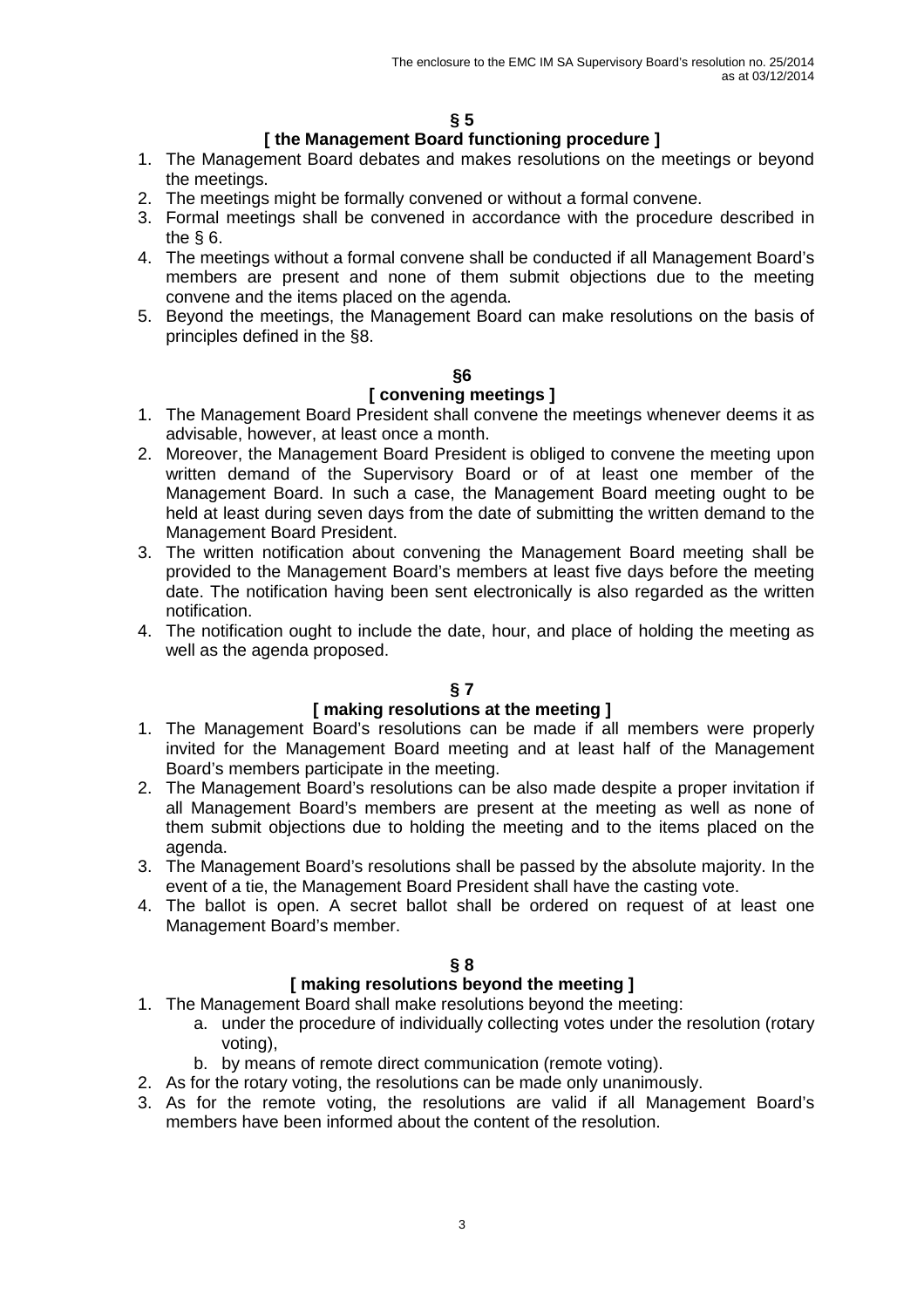**§ 5**

**[ the Management Board functioning procedure ]**

1. The Management Board debates and makes resolutions on the meetings or beyond the meetings.
2. The meetings might be formally convened or without a formal convene.
3. Formal meetings shall be convened in accordance with the procedure described in the § 6.
4. The meetings without a formal convene shall be conducted if all Management Board's members are present and none of them submit objections due to the meeting convene and the items placed on the agenda.
5. Beyond the meetings, the Management Board can make resolutions on the basis of principles defined in the §8.

**§6**

**[ convening meetings ]**

1. The Management Board President shall convene the meetings whenever deems it as advisable, however, at least once a month.
2. Moreover, the Management Board President is obliged to convene the meeting upon written demand of the Supervisory Board or of at least one member of the Management Board. In such a case, the Management Board meeting ought to be held at least during seven days from the date of submitting the written demand to the Management Board President.
3. The written notification about convening the Management Board meeting shall be provided to the Management Board's members at least five days before the meeting date. The notification having been sent electronically is also regarded as the written notification.
4. The notification ought to include the date, hour, and place of holding the meeting as well as the agenda proposed.

**§ 7**

**[ making resolutions at the meeting ]**

1. The Management Board's resolutions can be made if all members were properly invited for the Management Board meeting and at least half of the Management Board's members participate in the meeting.
2. The Management Board's resolutions can be also made despite a proper invitation if all Management Board's members are present at the meeting as well as none of them submit objections due to holding the meeting and to the items placed on the agenda.
3. The Management Board's resolutions shall be passed by the absolute majority. In the event of a tie, the Management Board President shall have the casting vote.
4. The ballot is open. A secret ballot shall be ordered on request of at least one Management Board's member.

**§ 8**

**[ making resolutions beyond the meeting ]**

1. The Management Board shall make resolutions beyond the meeting:
    a. under the procedure of individually collecting votes under the resolution (rotary voting),
    b. by means of remote direct communication (remote voting).
2. As for the rotary voting, the resolutions can be made only unanimously.
3. As for the remote voting, the resolutions are valid if all Management Board's members have been informed about the content of the resolution.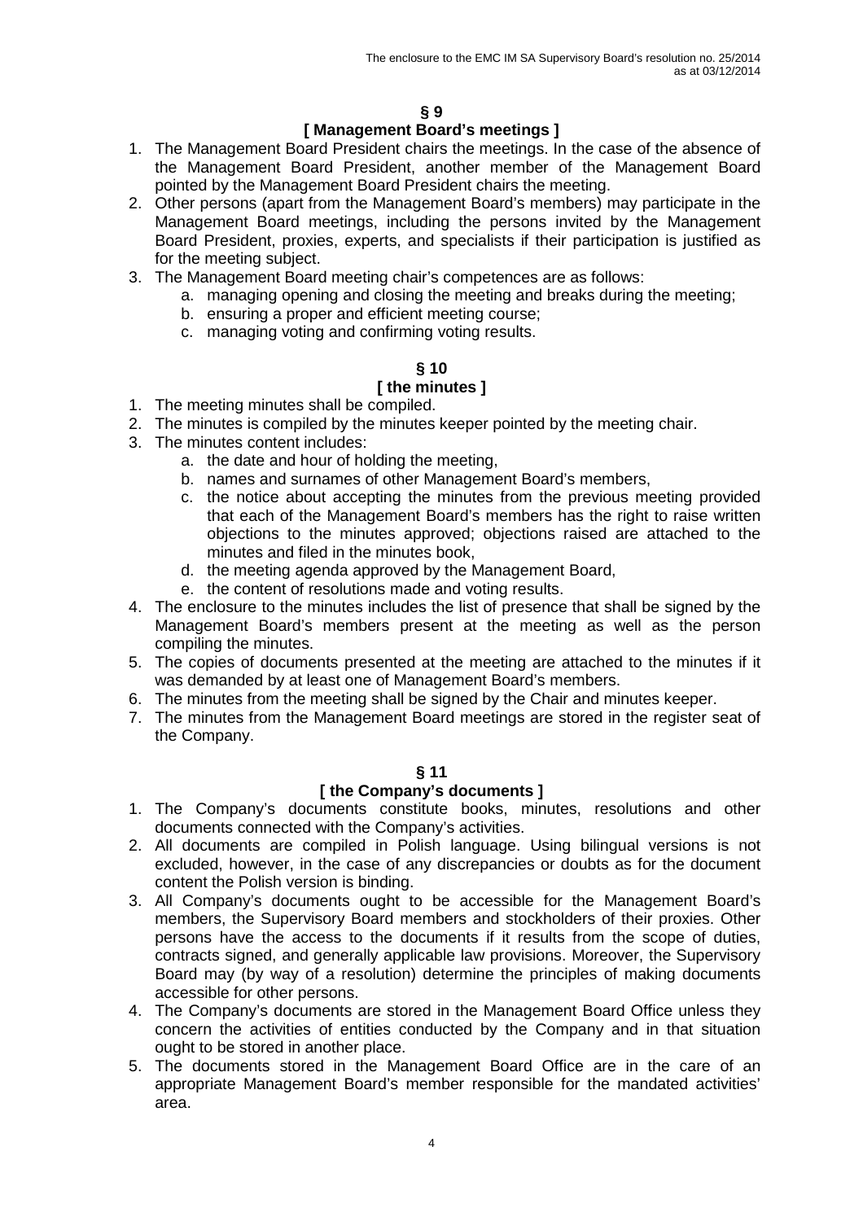## § 9
## [ Management Board's meetings ]

1. The Management Board President chairs the meetings. In the case of the absence of the Management Board President, another member of the Management Board pointed by the Management Board President chairs the meeting.
2. Other persons (apart from the Management Board's members) may participate in the Management Board meetings, including the persons invited by the Management Board President, proxies, experts, and specialists if their participation is justified as for the meeting subject.
3. The Management Board meeting chair's competences are as follows:
   a. managing opening and closing the meeting and breaks during the meeting;
   b. ensuring a proper and efficient meeting course;
   c. managing voting and confirming voting results.

## § 10
## [ the minutes ]

1. The meeting minutes shall be compiled.
2. The minutes is compiled by the minutes keeper pointed by the meeting chair.
3. The minutes content includes:
   a. the date and hour of holding the meeting,
   b. names and surnames of other Management Board's members,
   c. the notice about accepting the minutes from the previous meeting provided that each of the Management Board's members has the right to raise written objections to the minutes approved; objections raised are attached to the minutes and filed in the minutes book,
   d. the meeting agenda approved by the Management Board,
   e. the content of resolutions made and voting results.
4. The enclosure to the minutes includes the list of presence that shall be signed by the Management Board's members present at the meeting as well as the person compiling the minutes.
5. The copies of documents presented at the meeting are attached to the minutes if it was demanded by at least one of Management Board's members.
6. The minutes from the meeting shall be signed by the Chair and minutes keeper.
7. The minutes from the Management Board meetings are stored in the register seat of the Company.

## § 11
## [ the Company's documents ]

1. The Company's documents constitute books, minutes, resolutions and other documents connected with the Company's activities.
2. All documents are compiled in Polish language. Using bilingual versions is not excluded, however, in the case of any discrepancies or doubts as for the document content the Polish version is binding.
3. All Company's documents ought to be accessible for the Management Board's members, the Supervisory Board members and stockholders of their proxies. Other persons have the access to the documents if it results from the scope of duties, contracts signed, and generally applicable law provisions. Moreover, the Supervisory Board may (by way of a resolution) determine the principles of making documents accessible for other persons.
4. The Company's documents are stored in the Management Board Office unless they concern the activities of entities conducted by the Company and in that situation ought to be stored in another place.
5. The documents stored in the Management Board Office are in the care of an appropriate Management Board's member responsible for the mandated activities' area.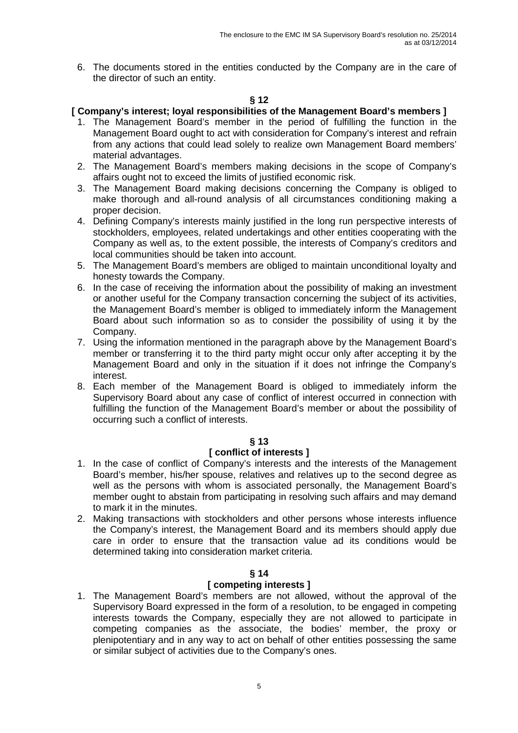6. The documents stored in the entities conducted by the Company are in the care of the director of such an entity.

**§ 12**

**[ Company's interest; loyal responsibilities of the Management Board's members ]**

1. The Management Board's member in the period of fulfilling the function in the Management Board ought to act with consideration for Company's interest and refrain from any actions that could lead solely to realize own Management Board members' material advantages.
2. The Management Board's members making decisions in the scope of Company's affairs ought not to exceed the limits of justified economic risk.
3. The Management Board making decisions concerning the Company is obliged to make thorough and all-round analysis of all circumstances conditioning making a proper decision.
4. Defining Company's interests mainly justified in the long run perspective interests of stockholders, employees, related undertakings and other entities cooperating with the Company as well as, to the extent possible, the interests of Company's creditors and local communities should be taken into account.
5. The Management Board's members are obliged to maintain unconditional loyalty and honesty towards the Company.
6. In the case of receiving the information about the possibility of making an investment or another useful for the Company transaction concerning the subject of its activities, the Management Board's member is obliged to immediately inform the Management Board about such information so as to consider the possibility of using it by the Company.
7. Using the information mentioned in the paragraph above by the Management Board's member or transferring it to the third party might occur only after accepting it by the Management Board and only in the situation if it does not infringe the Company's interest.
8. Each member of the Management Board is obliged to immediately inform the Supervisory Board about any case of conflict of interest occurred in connection with fulfilling the function of the Management Board's member or about the possibility of occurring such a conflict of interests.

**§ 13**

**[ conflict of interests ]**

1. In the case of conflict of Company's interests and the interests of the Management Board's member, his/her spouse, relatives and relatives up to the second degree as well as the persons with whom is associated personally, the Management Board's member ought to abstain from participating in resolving such affairs and may demand to mark it in the minutes.
2. Making transactions with stockholders and other persons whose interests influence the Company's interest, the Management Board and its members should apply due care in order to ensure that the transaction value ad its conditions would be determined taking into consideration market criteria.

**§ 14**

**[ competing interests ]**

1. The Management Board's members are not allowed, without the approval of the Supervisory Board expressed in the form of a resolution, to be engaged in competing interests towards the Company, especially they are not allowed to participate in competing companies as the associate, the bodies' member, the proxy or plenipotentiary and in any way to act on behalf of other entities possessing the same or similar subject of activities due to the Company's ones.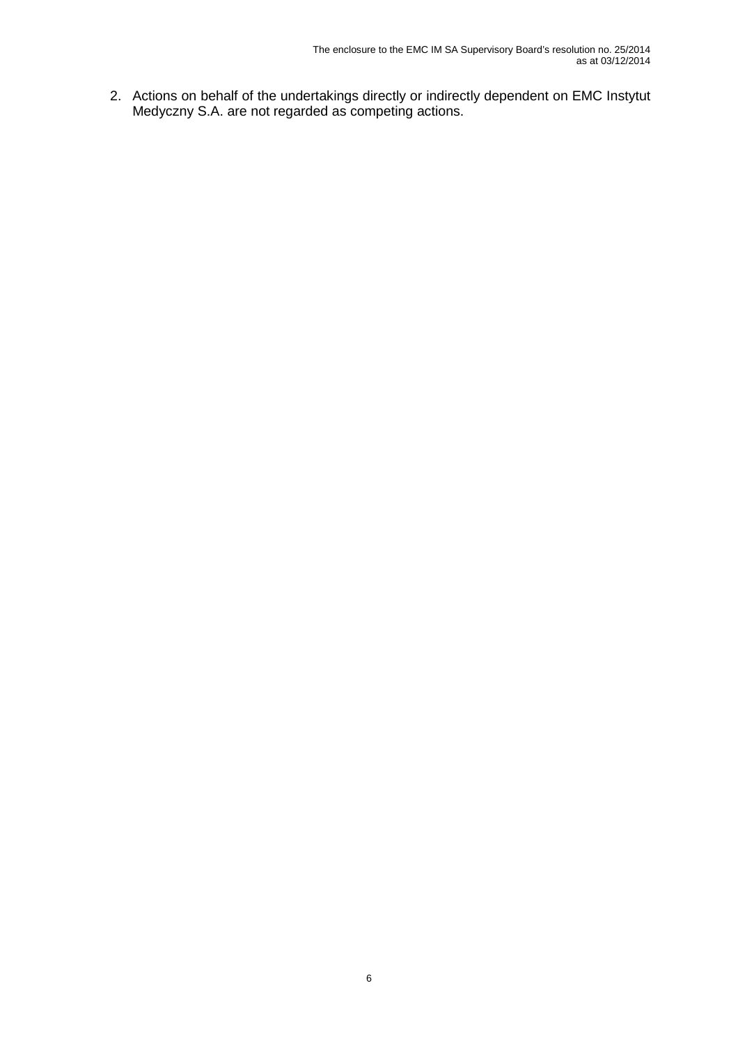2. Actions on behalf of the undertakings directly or indirectly dependent on EMC Instytut Medyczny S.A. are not regarded as competing actions.